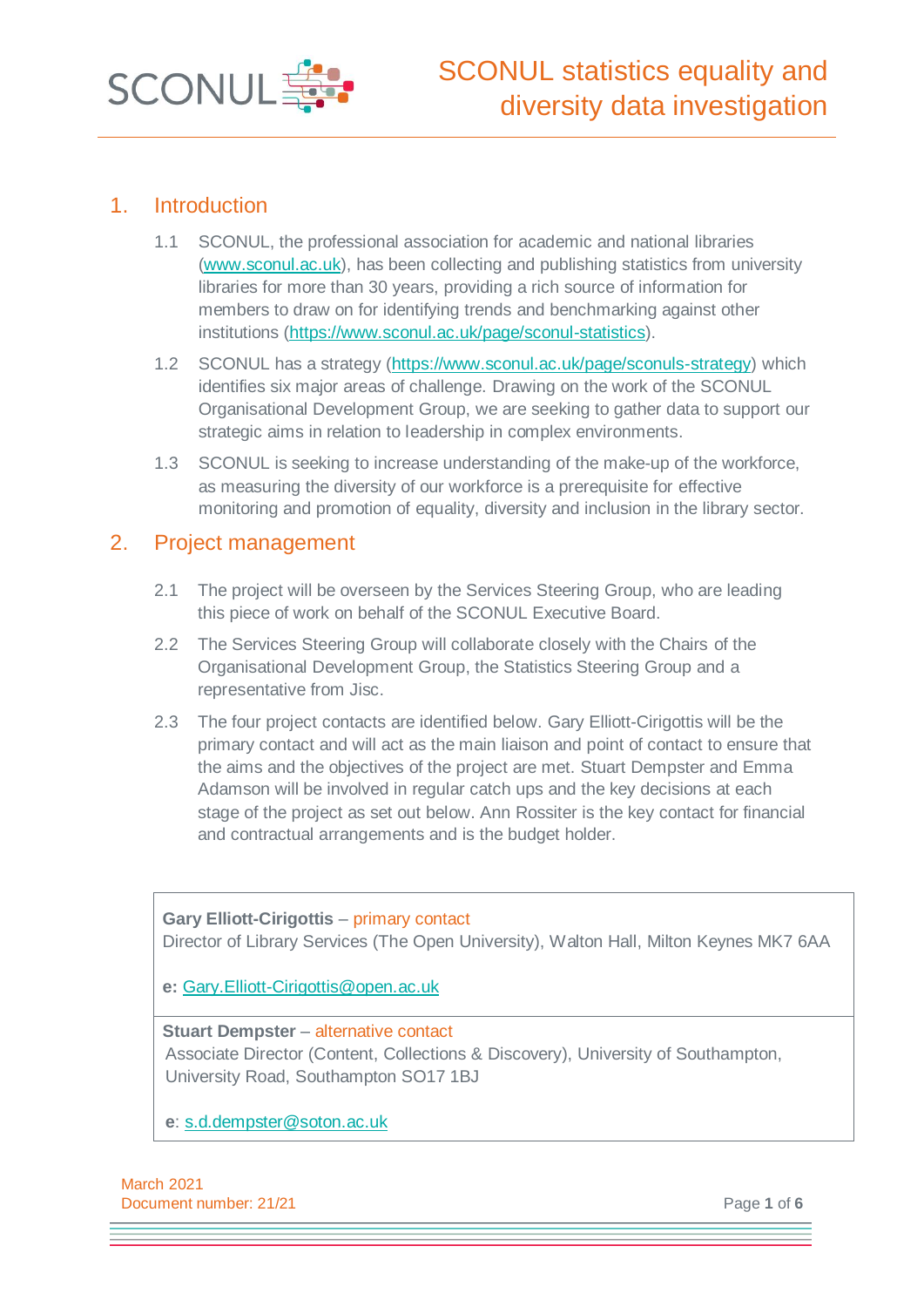# SCONUL statistics equality and diversity data investigation

## 1. Introduction

1.1 SCONUL, the professional association for academic and national libraries (www.sconul.ac.uk), has been collecting and publishing statistics from university libraries for more than 30 years, providing a rich source of information for members to draw on for identifying trends and benchmarking against other institutions (https://www.sconul.ac.uk/page/sconul-statistics).

1.2 SCONUL has a strategy (https://www.sconul.ac.uk/page/sconuls-strategy) which identifies six major areas of challenge. Drawing on the work of the SCONUL Organisational Development Group, we are seeking to gather data to support our strategic aims in relation to leadership in complex environments.

1.3 SCONUL is seeking to increase understanding of the make-up of the workforce, as measuring the diversity of our workforce is a prerequisite for effective monitoring and promotion of equality, diversity and inclusion in the library sector.

## 2. Project management

2.1 The project will be overseen by the Services Steering Group, who are leading this piece of work on behalf of the SCONUL Executive Board.

2.2 The Services Steering Group will collaborate closely with the Chairs of the Organisational Development Group, the Statistics Steering Group and a representative from Jisc.

2.3 The four project contacts are identified below. Gary Elliott-Cirigottis will be the primary contact and will act as the main liaison and point of contact to ensure that the aims and the objectives of the project are met. Stuart Dempster and Emma Adamson will be involved in regular catch ups and the key decisions at each stage of the project as set out below. Ann Rossiter is the key contact for financial and contractual arrangements and is the budget holder.

| |
|---|
| **Gary Elliott-Cirigottis** – primary contact<br>Director of Library Services (The Open University), Walton Hall, Milton Keynes MK7 6AA<br><br>**e:** Gary.Elliott-Cirigottis@open.ac.uk |
| **Stuart Dempster** – alternative contact<br>Associate Director (Content, Collections & Discovery), University of Southampton, University Road, Southampton SO17 1BJ<br><br>**e**: s.d.dempster@soton.ac.uk |

March 2021
Document number: 21/21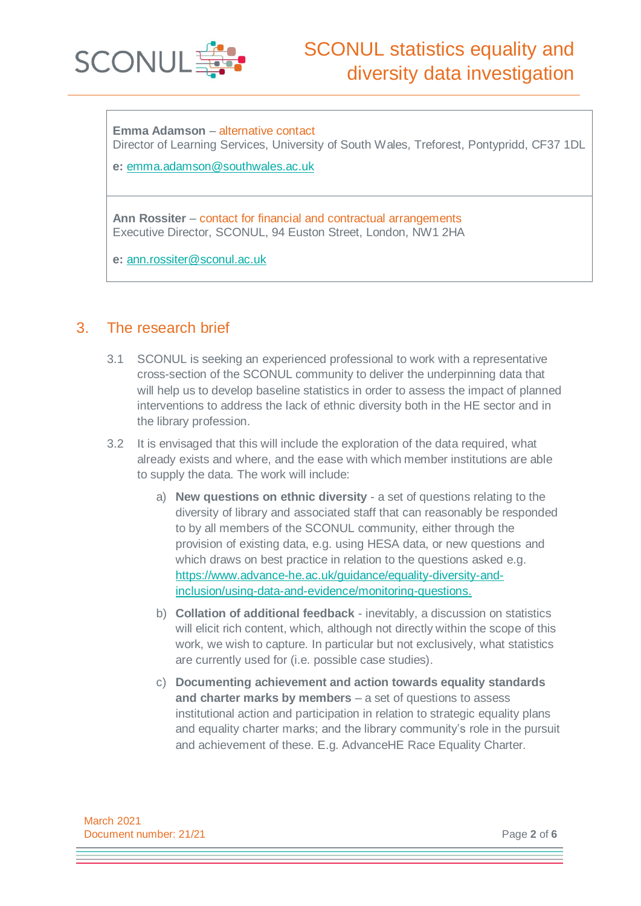**Emma Adamson** – alternative contact
Director of Learning Services, University of South Wales, Treforest, Pontypridd, CF37 1DL

**e:** emma.adamson@southwales.ac.uk

**Ann Rossiter** – contact for financial and contractual arrangements
Executive Director, SCONUL, 94 Euston Street, London, NW1 2HA

**e:** ann.rossiter@sconul.ac.uk

## 3. The research brief

3.1 SCONUL is seeking an experienced professional to work with a representative cross-section of the SCONUL community to deliver the underpinning data that will help us to develop baseline statistics in order to assess the impact of planned interventions to address the lack of ethnic diversity both in the HE sector and in the library profession.

3.2 It is envisaged that this will include the exploration of the data required, what already exists and where, and the ease with which member institutions are able to supply the data. The work will include:

a) **New questions on ethnic diversity** - a set of questions relating to the diversity of library and associated staff that can reasonably be responded to by all members of the SCONUL community, either through the provision of existing data, e.g. using HESA data, or new questions and which draws on best practice in relation to the questions asked e.g. https://www.advance-he.ac.uk/guidance/equality-diversity-and-inclusion/using-data-and-evidence/monitoring-questions.

b) **Collation of additional feedback** - inevitably, a discussion on statistics will elicit rich content, which, although not directly within the scope of this work, we wish to capture. In particular but not exclusively, what statistics are currently used for (i.e. possible case studies).

c) **Documenting achievement and action towards equality standards and charter marks by members** – a set of questions to assess institutional action and participation in relation to strategic equality plans and equality charter marks; and the library community's role in the pursuit and achievement of these. E.g. AdvanceHE Race Equality Charter.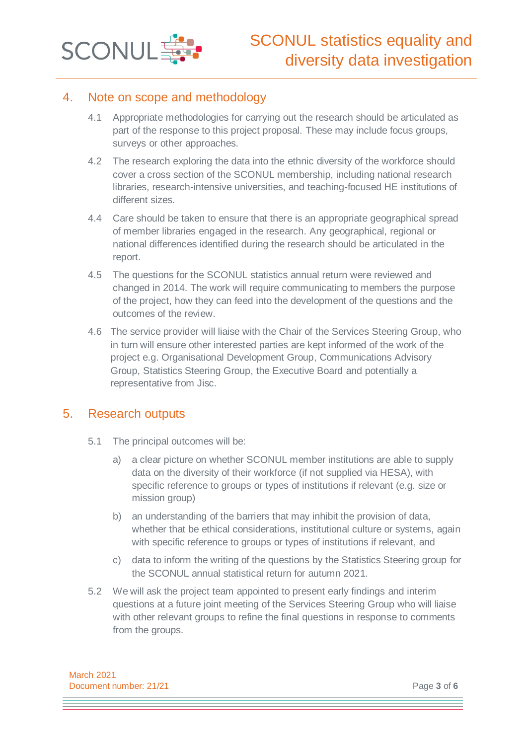## 4. Note on scope and methodology

4.1 Appropriate methodologies for carrying out the research should be articulated as part of the response to this project proposal. These may include focus groups, surveys or other approaches.

4.2 The research exploring the data into the ethnic diversity of the workforce should cover a cross section of the SCONUL membership, including national research libraries, research-intensive universities, and teaching-focused HE institutions of different sizes.

4.4 Care should be taken to ensure that there is an appropriate geographical spread of member libraries engaged in the research. Any geographical, regional or national differences identified during the research should be articulated in the report.

4.5 The questions for the SCONUL statistics annual return were reviewed and changed in 2014. The work will require communicating to members the purpose of the project, how they can feed into the development of the questions and the outcomes of the review.

4.6 The service provider will liaise with the Chair of the Services Steering Group, who in turn will ensure other interested parties are kept informed of the work of the project e.g. Organisational Development Group, Communications Advisory Group, Statistics Steering Group, the Executive Board and potentially a representative from Jisc.

## 5. Research outputs

5.1 The principal outcomes will be:

a) a clear picture on whether SCONUL member institutions are able to supply data on the diversity of their workforce (if not supplied via HESA), with specific reference to groups or types of institutions if relevant (e.g. size or mission group)

b) an understanding of the barriers that may inhibit the provision of data, whether that be ethical considerations, institutional culture or systems, again with specific reference to groups or types of institutions if relevant, and

c) data to inform the writing of the questions by the Statistics Steering group for the SCONUL annual statistical return for autumn 2021.

5.2 We will ask the project team appointed to present early findings and interim questions at a future joint meeting of the Services Steering Group who will liaise with other relevant groups to refine the final questions in response to comments from the groups.

March 2021
Document number: 21/21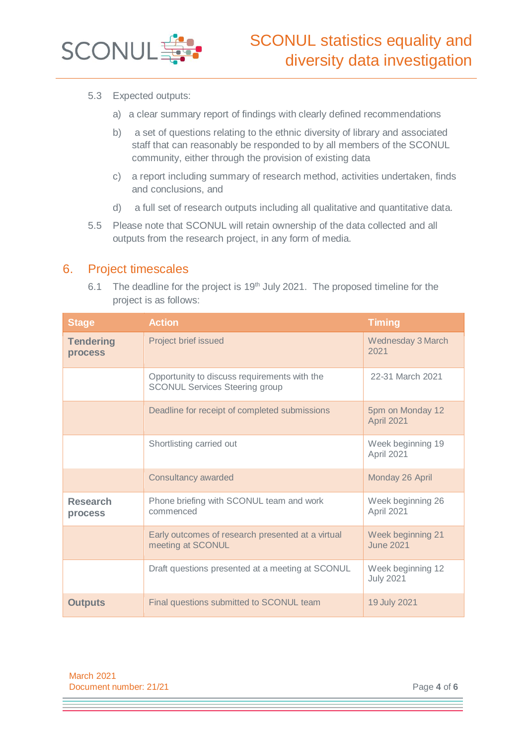5.3 Expected outputs:

a) a clear summary report of findings with clearly defined recommendations

b) a set of questions relating to the ethnic diversity of library and associated staff that can reasonably be responded to by all members of the SCONUL community, either through the provision of existing data

c) a report including summary of research method, activities undertaken, finds and conclusions, and

d) a full set of research outputs including all qualitative and quantitative data.

5.5 Please note that SCONUL will retain ownership of the data collected and all outputs from the research project, in any form of media.

## 6. Project timescales

6.1 The deadline for the project is 19th July 2021. The proposed timeline for the project is as follows:

| Stage | Action | Timing |
|---|---|---|
| **Tendering process** | Project brief issued | Wednesday 3 March 2021 |
| | Opportunity to discuss requirements with the SCONUL Services Steering group | 22-31 March 2021 |
| | Deadline for receipt of completed submissions | 5pm on Monday 12 April 2021 |
| | Shortlisting carried out | Week beginning 19 April 2021 |
| | Consultancy awarded | Monday 26 April |
| **Research process** | Phone briefing with SCONUL team and work commenced | Week beginning 26 April 2021 |
| | Early outcomes of research presented at a virtual meeting at SCONUL | Week beginning 21 June 2021 |
| | Draft questions presented at a meeting at SCONUL | Week beginning 12 July 2021 |
| **Outputs** | Final questions submitted to SCONUL team | 19 July 2021 |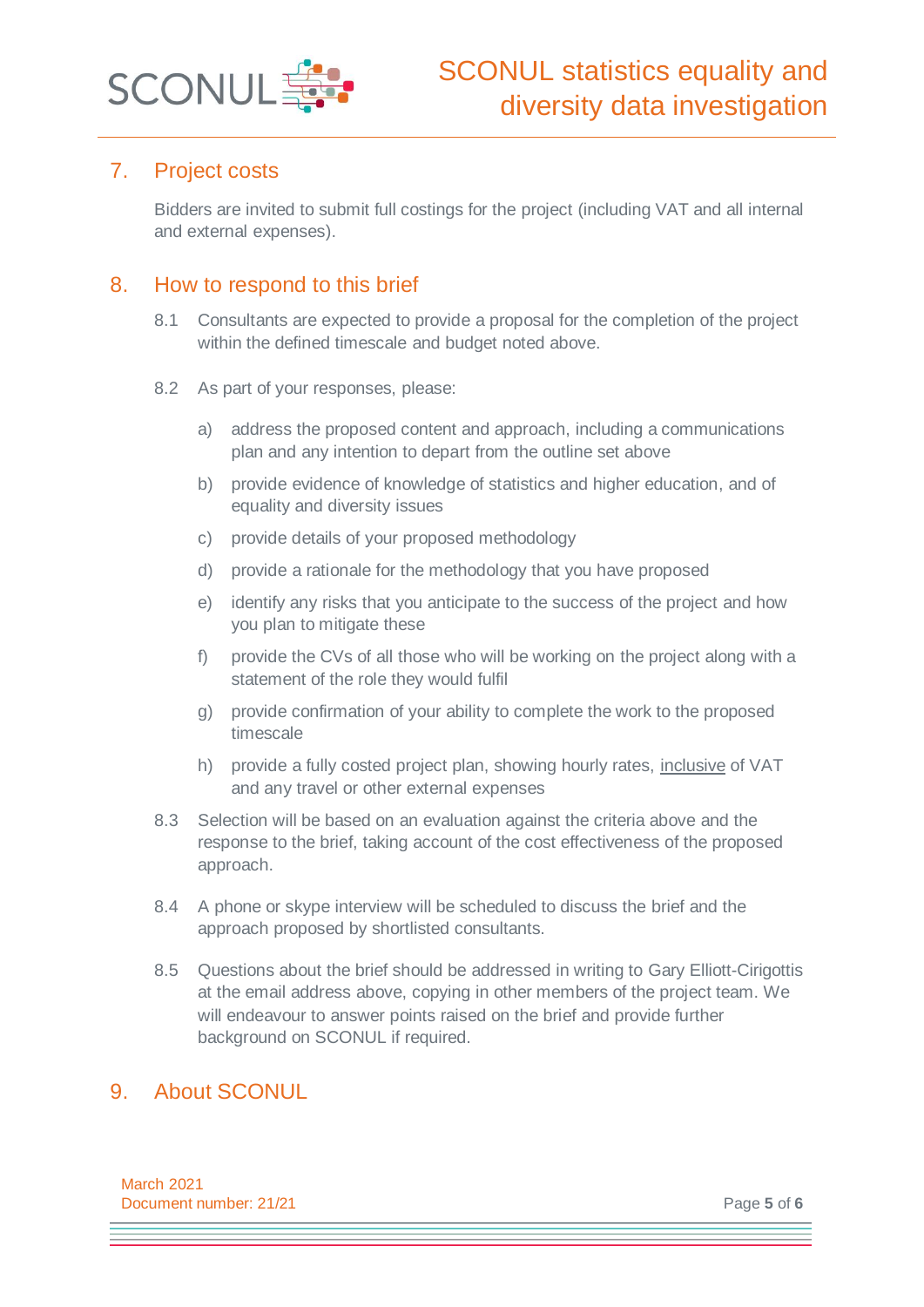## 7. Project costs

Bidders are invited to submit full costings for the project (including VAT and all internal and external expenses).

## 8. How to respond to this brief

8.1 Consultants are expected to provide a proposal for the completion of the project within the defined timescale and budget noted above.

8.2 As part of your responses, please:

a) address the proposed content and approach, including a communications plan and any intention to depart from the outline set above

b) provide evidence of knowledge of statistics and higher education, and of equality and diversity issues

c) provide details of your proposed methodology

d) provide a rationale for the methodology that you have proposed

e) identify any risks that you anticipate to the success of the project and how you plan to mitigate these

f) provide the CVs of all those who will be working on the project along with a statement of the role they would fulfil

g) provide confirmation of your ability to complete the work to the proposed timescale

h) provide a fully costed project plan, showing hourly rates, <u>inclusive</u> of VAT and any travel or other external expenses

8.3 Selection will be based on an evaluation against the criteria above and the response to the brief, taking account of the cost effectiveness of the proposed approach.

8.4 A phone or skype interview will be scheduled to discuss the brief and the approach proposed by shortlisted consultants.

8.5 Questions about the brief should be addressed in writing to Gary Elliott-Cirigottis at the email address above, copying in other members of the project team. We will endeavour to answer points raised on the brief and provide further background on SCONUL if required.

## 9. About SCONUL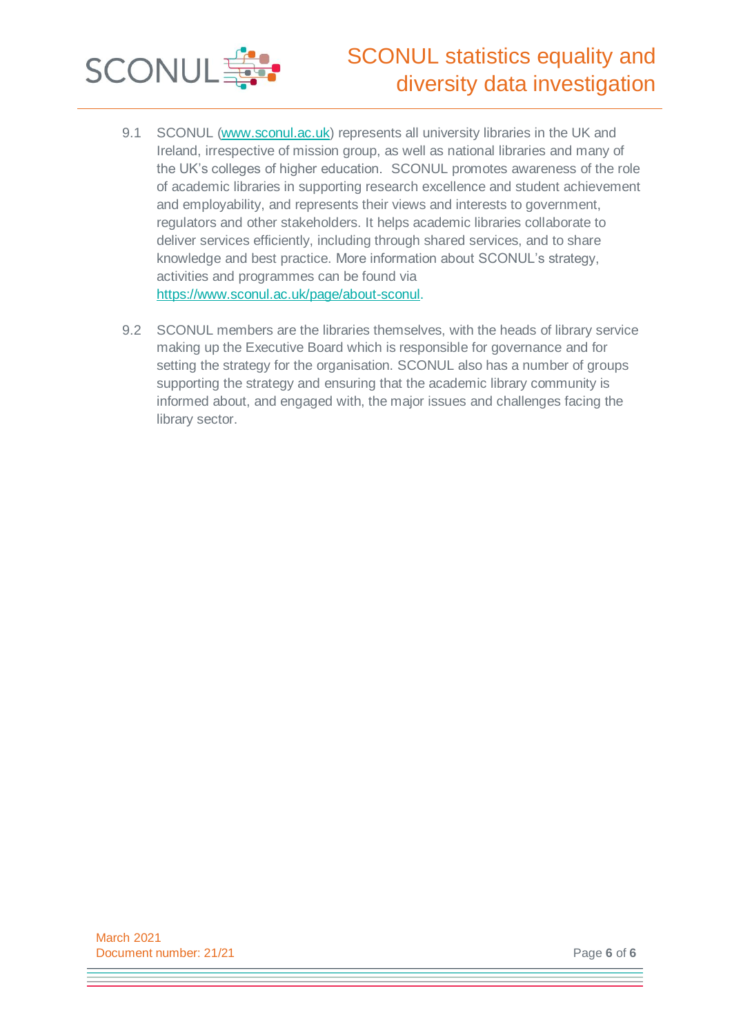9.1 SCONUL (www.sconul.ac.uk) represents all university libraries in the UK and Ireland, irrespective of mission group, as well as national libraries and many of the UK's colleges of higher education. SCONUL promotes awareness of the role of academic libraries in supporting research excellence and student achievement and employability, and represents their views and interests to government, regulators and other stakeholders. It helps academic libraries collaborate to deliver services efficiently, including through shared services, and to share knowledge and best practice. More information about SCONUL's strategy, activities and programmes can be found via https://www.sconul.ac.uk/page/about-sconul.

9.2 SCONUL members are the libraries themselves, with the heads of library service making up the Executive Board which is responsible for governance and for setting the strategy for the organisation. SCONUL also has a number of groups supporting the strategy and ensuring that the academic library community is informed about, and engaged with, the major issues and challenges facing the library sector.